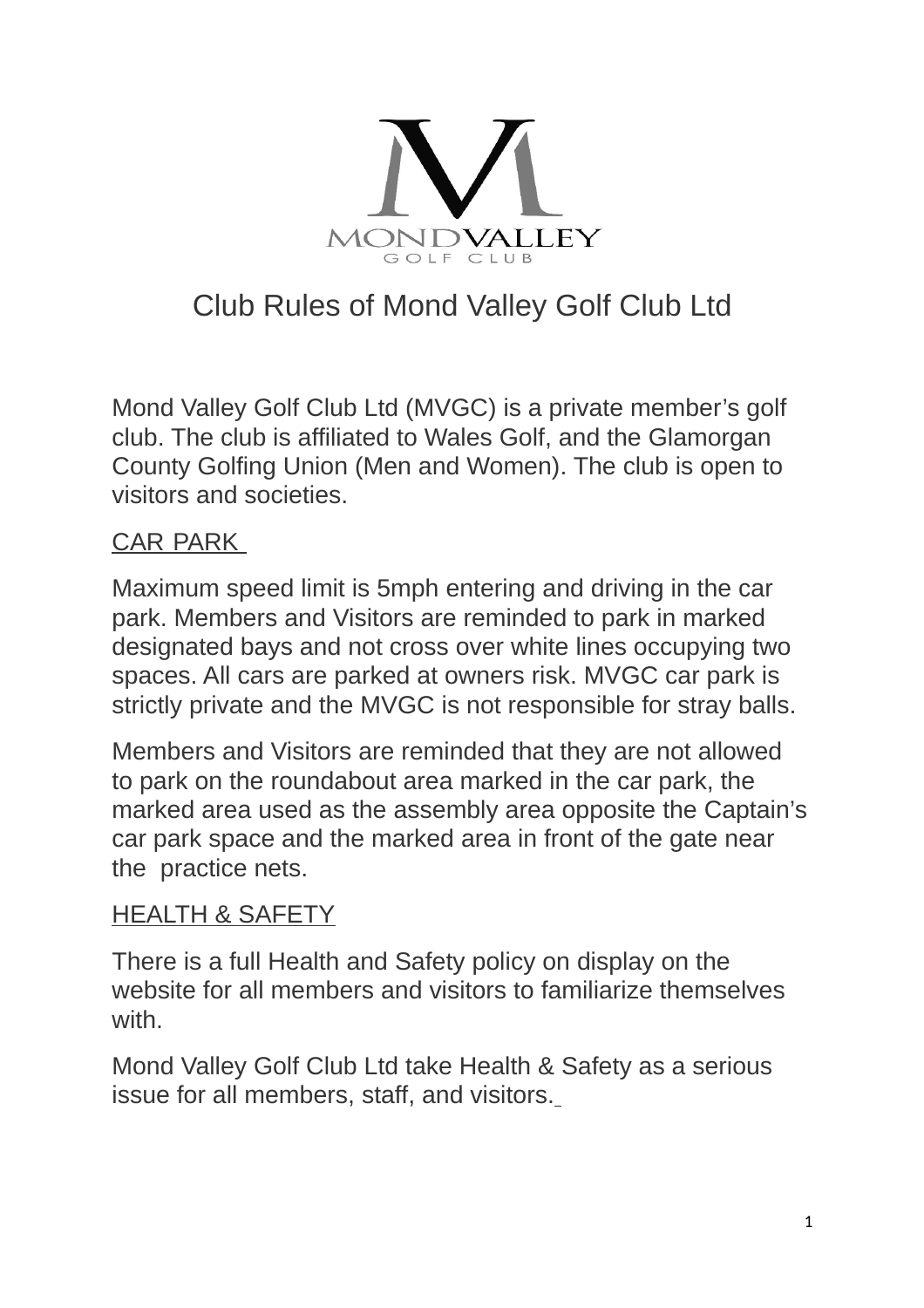# Club Rules of Mond Valley Golf Club Ltd

Mond Valley Golf Club Ltd (MVGC) is a private member's golf club. The club is affiliated to Wales Golf, and the Glamorgan County Golfing Union (Men and Women). The club is open to visitors and societies.

## CAR PARK

Maximum speed limit is 5mph entering and driving in the car park. Members and Visitors are reminded to park in marked designated bays and not cross over white lines occupying two spaces. All cars are parked at owners risk. MVGC car park is strictly private and the MVGC is not responsible for stray balls.

Members and Visitors are reminded that they are not allowed to park on the roundabout area marked in the car park, the marked area used as the assembly area opposite the Captain's car park space and the marked area in front of the gate near the practice nets.

## HEALTH & SAFETY

There is a full Health and Safety policy on display on the website for all members and visitors to familiarize themselves with.

Mond Valley Golf Club Ltd take Health & Safety as a serious issue for all members, staff, and visitors.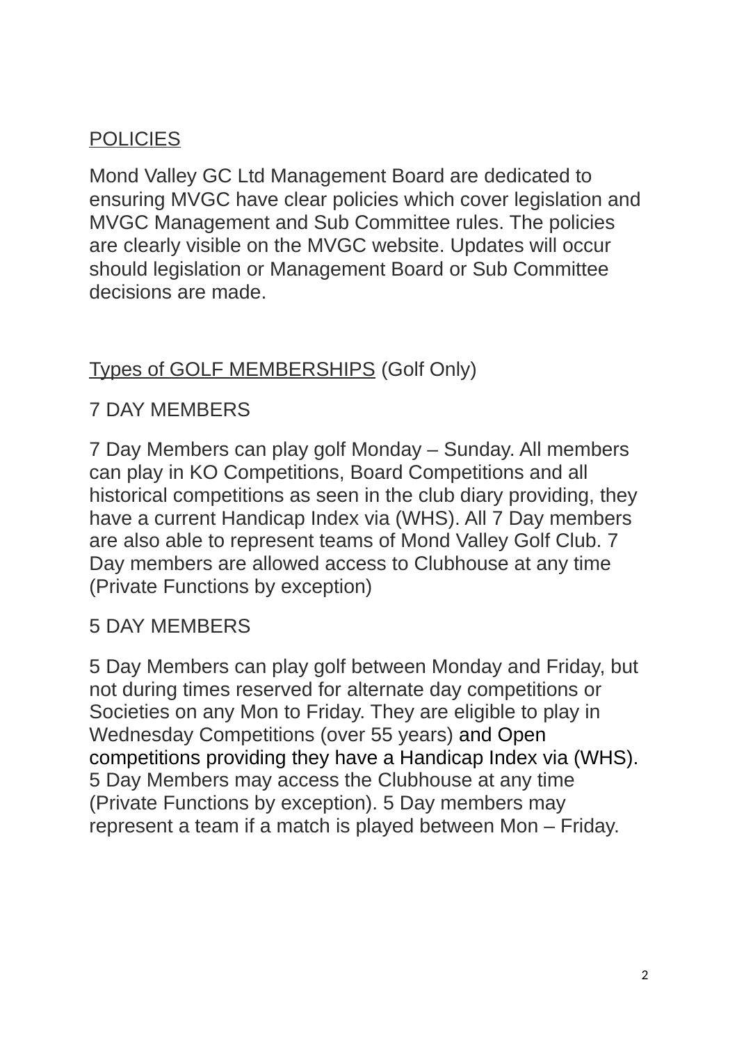## POLICIES

Mond Valley GC Ltd Management Board are dedicated to ensuring MVGC have clear policies which cover legislation and MVGC Management and Sub Committee rules. The policies are clearly visible on the MVGC website. Updates will occur should legislation or Management Board or Sub Committee decisions are made.

## Types of GOLF MEMBERSHIPS (Golf Only)

### 7 DAY MEMBERS

7 Day Members can play golf Monday – Sunday. All members can play in KO Competitions, Board Competitions and all historical competitions as seen in the club diary providing, they have a current Handicap Index via (WHS). All 7 Day members are also able to represent teams of Mond Valley Golf Club. 7 Day members are allowed access to Clubhouse at any time (Private Functions by exception)

### 5 DAY MEMBERS

5 Day Members can play golf between Monday and Friday, but not during times reserved for alternate day competitions or Societies on any Mon to Friday. They are eligible to play in Wednesday Competitions (over 55 years) and Open competitions providing they have a Handicap Index via (WHS). 5 Day Members may access the Clubhouse at any time (Private Functions by exception). 5 Day members may represent a team if a match is played between Mon – Friday.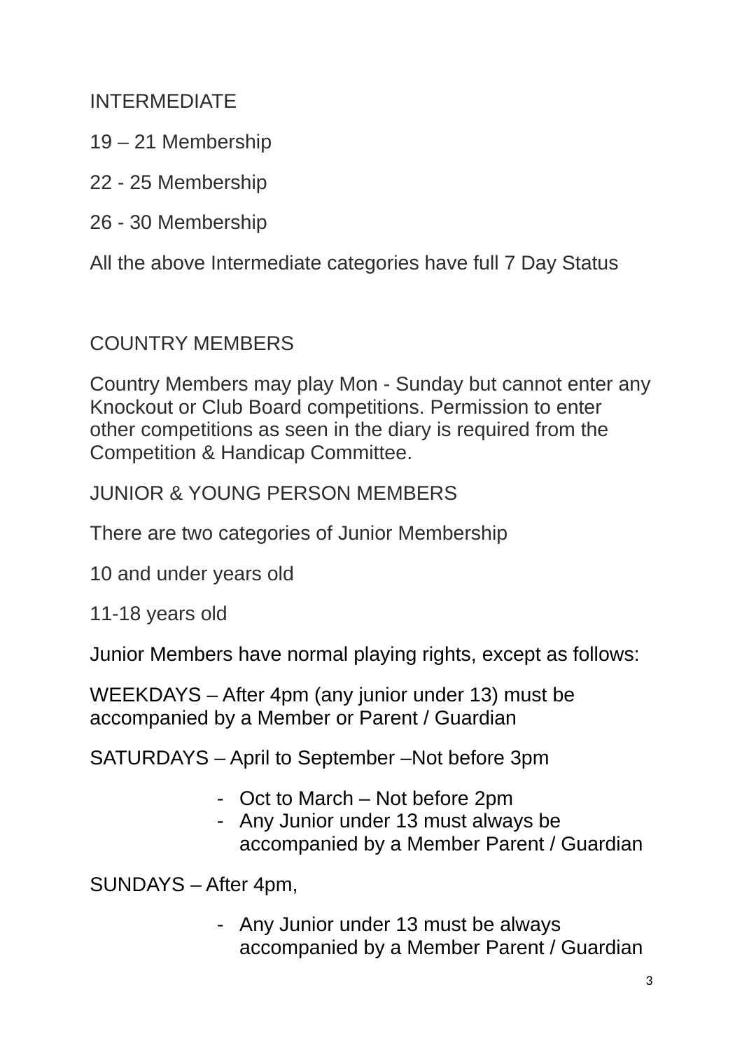## INTERMEDIATE

19 – 21 Membership

22 - 25 Membership

26 - 30 Membership

All the above Intermediate categories have full 7 Day Status

## COUNTRY MEMBERS

Country Members may play Mon - Sunday but cannot enter any Knockout or Club Board competitions. Permission to enter other competitions as seen in the diary is required from the Competition & Handicap Committee.

## JUNIOR & YOUNG PERSON MEMBERS

There are two categories of Junior Membership

10 and under years old

11-18 years old

Junior Members have normal playing rights, except as follows:

WEEKDAYS – After 4pm (any junior under 13) must be accompanied by a Member or Parent / Guardian

SATURDAYS – April to September –Not before 3pm

- Oct to March – Not before 2pm
- Any Junior under 13 must always be accompanied by a Member Parent / Guardian

SUNDAYS – After 4pm,

- Any Junior under 13 must be always accompanied by a Member Parent / Guardian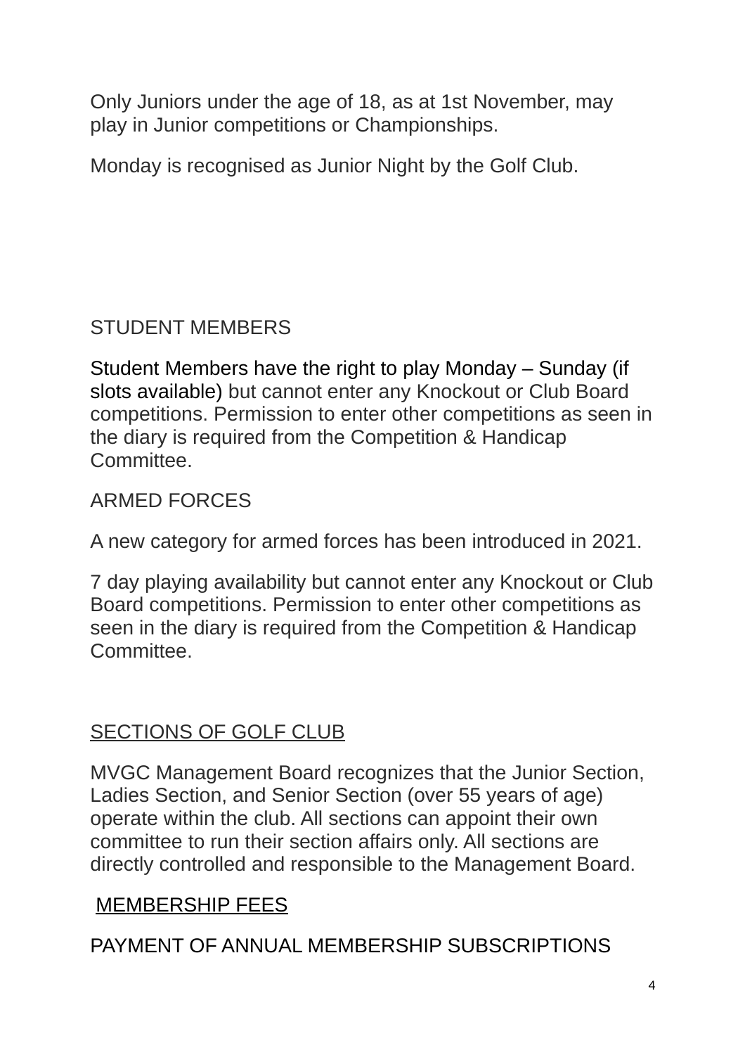Only Juniors under the age of 18, as at 1st November, may play in Junior competitions or Championships.

Monday is recognised as Junior Night by the Golf Club.

## STUDENT MEMBERS

Student Members have the right to play Monday – Sunday (if slots available) but cannot enter any Knockout or Club Board competitions. Permission to enter other competitions as seen in the diary is required from the Competition & Handicap Committee.

## ARMED FORCES

A new category for armed forces has been introduced in 2021.

7 day playing availability but cannot enter any Knockout or Club Board competitions. Permission to enter other competitions as seen in the diary is required from the Competition & Handicap Committee.

## SECTIONS OF GOLF CLUB

MVGC Management Board recognizes that the Junior Section, Ladies Section, and Senior Section (over 55 years of age) operate within the club. All sections can appoint their own committee to run their section affairs only. All sections are directly controlled and responsible to the Management Board.

## MEMBERSHIP FEES

## PAYMENT OF ANNUAL MEMBERSHIP SUBSCRIPTIONS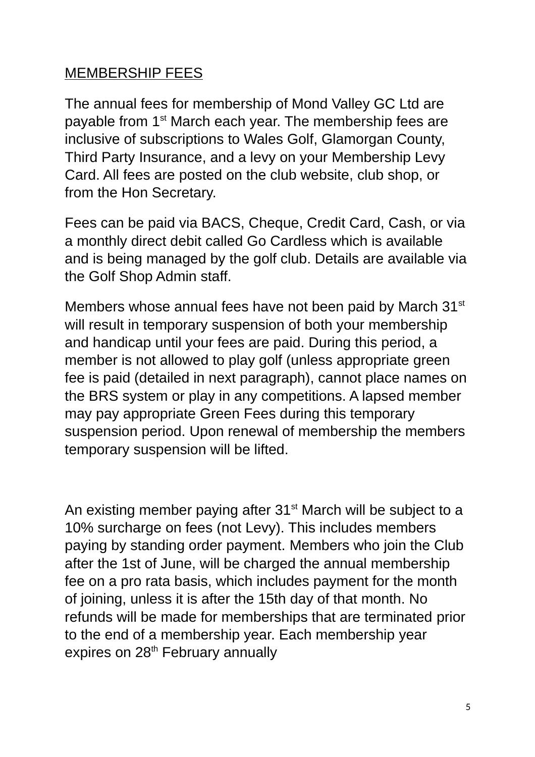## MEMBERSHIP FEES

The annual fees for membership of Mond Valley GC Ltd are payable from 1st March each year. The membership fees are inclusive of subscriptions to Wales Golf, Glamorgan County, Third Party Insurance, and a levy on your Membership Levy Card. All fees are posted on the club website, club shop, or from the Hon Secretary.

Fees can be paid via BACS, Cheque, Credit Card, Cash, or via a monthly direct debit called Go Cardless which is available and is being managed by the golf club. Details are available via the Golf Shop Admin staff.

Members whose annual fees have not been paid by March 31st will result in temporary suspension of both your membership and handicap until your fees are paid. During this period, a member is not allowed to play golf (unless appropriate green fee is paid (detailed in next paragraph), cannot place names on the BRS system or play in any competitions. A lapsed member may pay appropriate Green Fees during this temporary suspension period. Upon renewal of membership the members temporary suspension will be lifted.

An existing member paying after 31st March will be subject to a 10% surcharge on fees (not Levy). This includes members paying by standing order payment. Members who join the Club after the 1st of June, will be charged the annual membership fee on a pro rata basis, which includes payment for the month of joining, unless it is after the 15th day of that month. No refunds will be made for memberships that are terminated prior to the end of a membership year. Each membership year expires on 28th February annually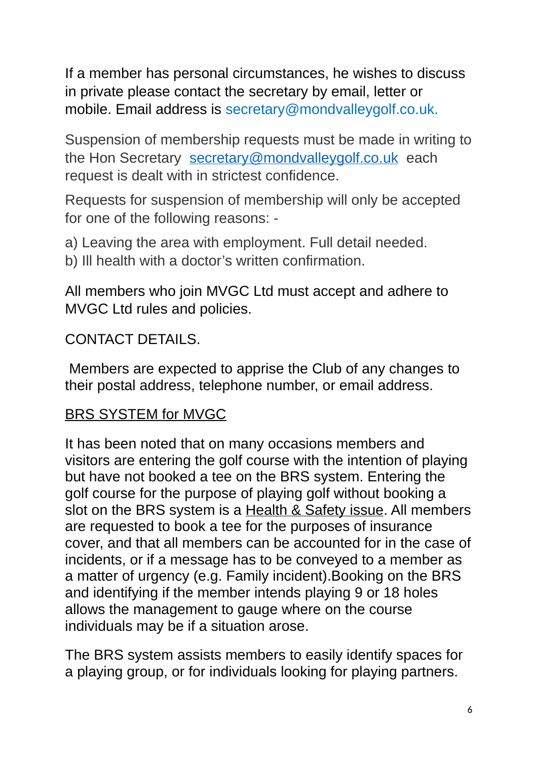If a member has personal circumstances, he wishes to discuss in private please contact the secretary by email, letter or mobile. Email address is secretary@mondvalleygolf.co.uk.

Suspension of membership requests must be made in writing to the Hon Secretary [secretary@mondvalleygolf.co.uk](mailto:secretary@mondvalleygolf.co.uk) each request is dealt with in strictest confidence.

Requests for suspension of membership will only be accepted for one of the following reasons: -

a) Leaving the area with employment. Full detail needed.
b) Ill health with a doctor's written confirmation.

All members who join MVGC Ltd must accept and adhere to MVGC Ltd rules and policies.

CONTACT DETAILS.

Members are expected to apprise the Club of any changes to their postal address, telephone number, or email address.

<u>BRS SYSTEM for MVGC</u>

It has been noted that on many occasions members and visitors are entering the golf course with the intention of playing but have not booked a tee on the BRS system. Entering the golf course for the purpose of playing golf without booking a slot on the BRS system is a <u>Health & Safety issue</u>. All members are requested to book a tee for the purposes of insurance cover, and that all members can be accounted for in the case of incidents, or if a message has to be conveyed to a member as a matter of urgency (e.g. Family incident).Booking on the BRS and identifying if the member intends playing 9 or 18 holes allows the management to gauge where on the course individuals may be if a situation arose.

The BRS system assists members to easily identify spaces for a playing group, or for individuals looking for playing partners.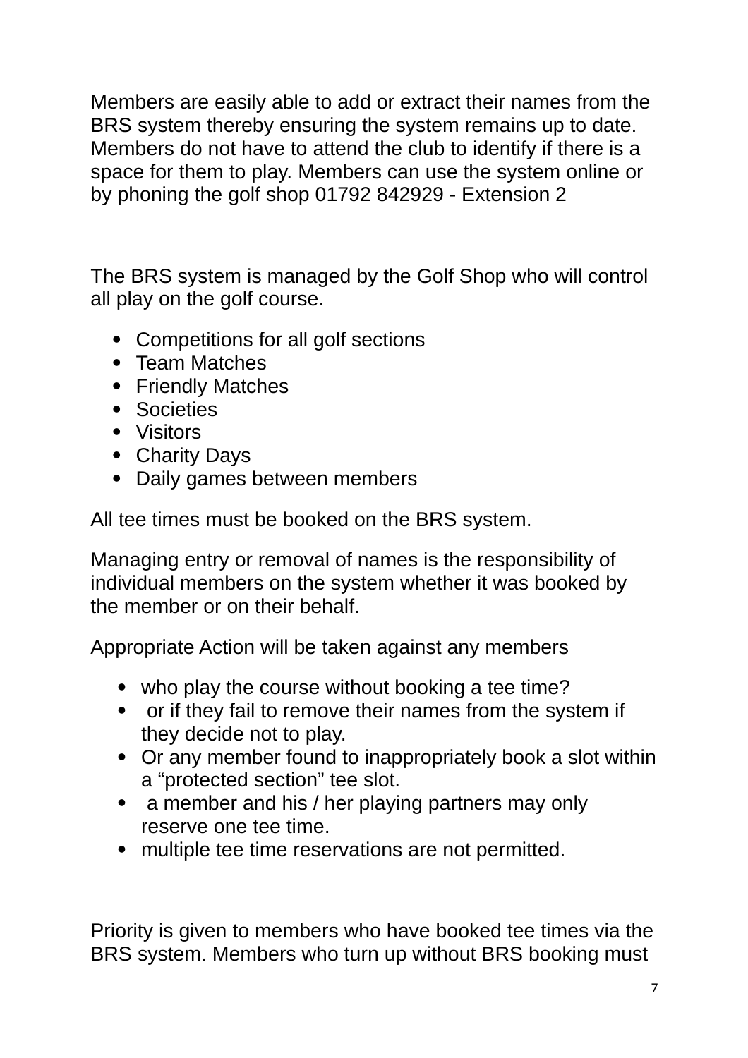Members are easily able to add or extract their names from the BRS system thereby ensuring the system remains up to date. Members do not have to attend the club to identify if there is a space for them to play. Members can use the system online or by phoning the golf shop 01792 842929 - Extension 2

The BRS system is managed by the Golf Shop who will control all play on the golf course.

- Competitions for all golf sections
- Team Matches
- Friendly Matches
- Societies
- Visitors
- Charity Days
- Daily games between members

All tee times must be booked on the BRS system.

Managing entry or removal of names is the responsibility of individual members on the system whether it was booked by the member or on their behalf.

Appropriate Action will be taken against any members

- who play the course without booking a tee time?
- or if they fail to remove their names from the system if they decide not to play.
- Or any member found to inappropriately book a slot within a “protected section” tee slot.
- a member and his / her playing partners may only reserve one tee time.
- multiple tee time reservations are not permitted.

Priority is given to members who have booked tee times via the BRS system. Members who turn up without BRS booking must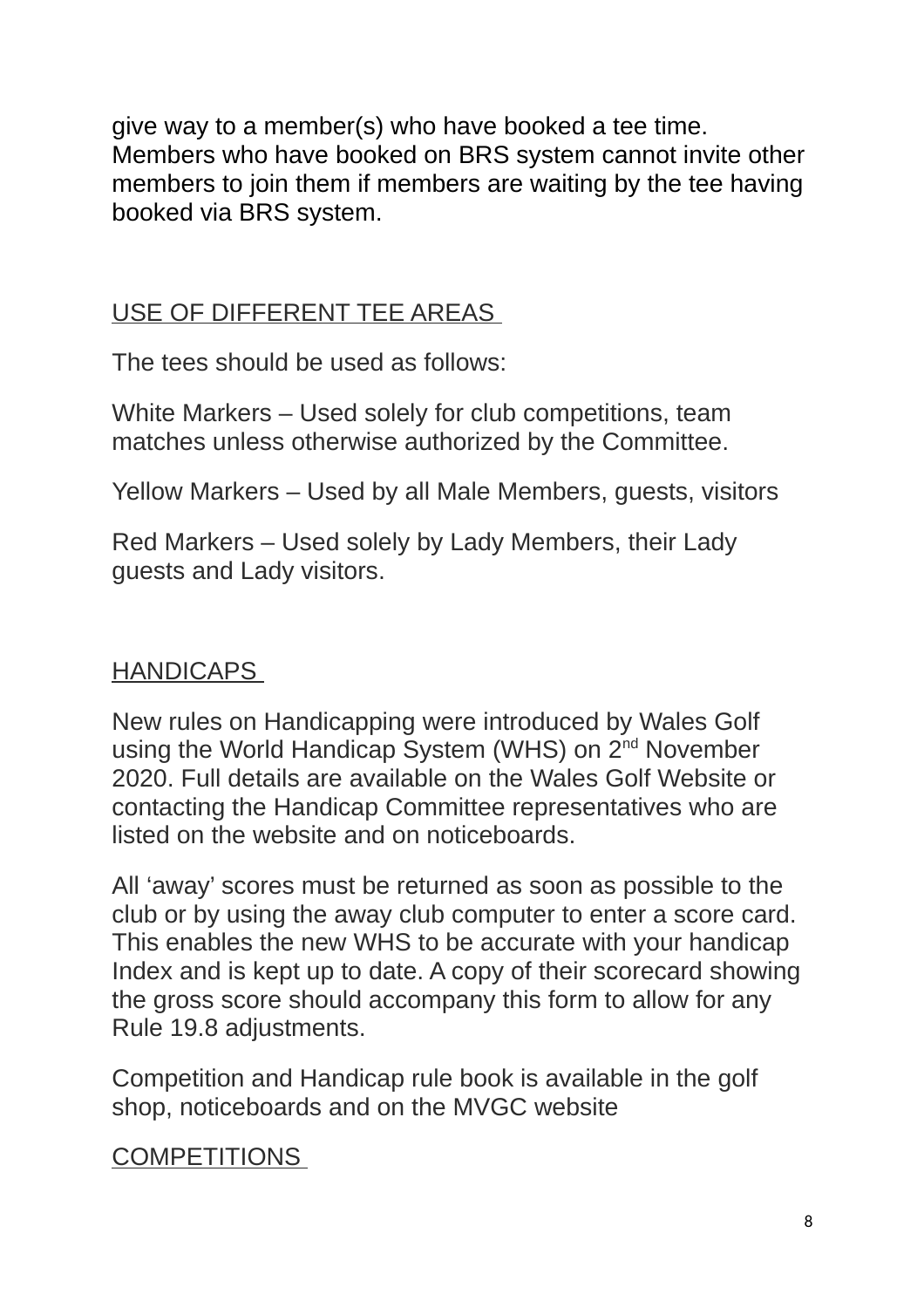give way to a member(s) who have booked a tee time. Members who have booked on BRS system cannot invite other members to join them if members are waiting by the tee having booked via BRS system.

## USE OF DIFFERENT TEE AREAS

The tees should be used as follows:

White Markers – Used solely for club competitions, team matches unless otherwise authorized by the Committee.

Yellow Markers – Used by all Male Members, guests, visitors

Red Markers – Used solely by Lady Members, their Lady guests and Lady visitors.

## HANDICAPS

New rules on Handicapping were introduced by Wales Golf using the World Handicap System (WHS) on 2nd November 2020. Full details are available on the Wales Golf Website or contacting the Handicap Committee representatives who are listed on the website and on noticeboards.

All 'away' scores must be returned as soon as possible to the club or by using the away club computer to enter a score card. This enables the new WHS to be accurate with your handicap Index and is kept up to date. A copy of their scorecard showing the gross score should accompany this form to allow for any Rule 19.8 adjustments.

Competition and Handicap rule book is available in the golf shop, noticeboards and on the MVGC website

## COMPETITIONS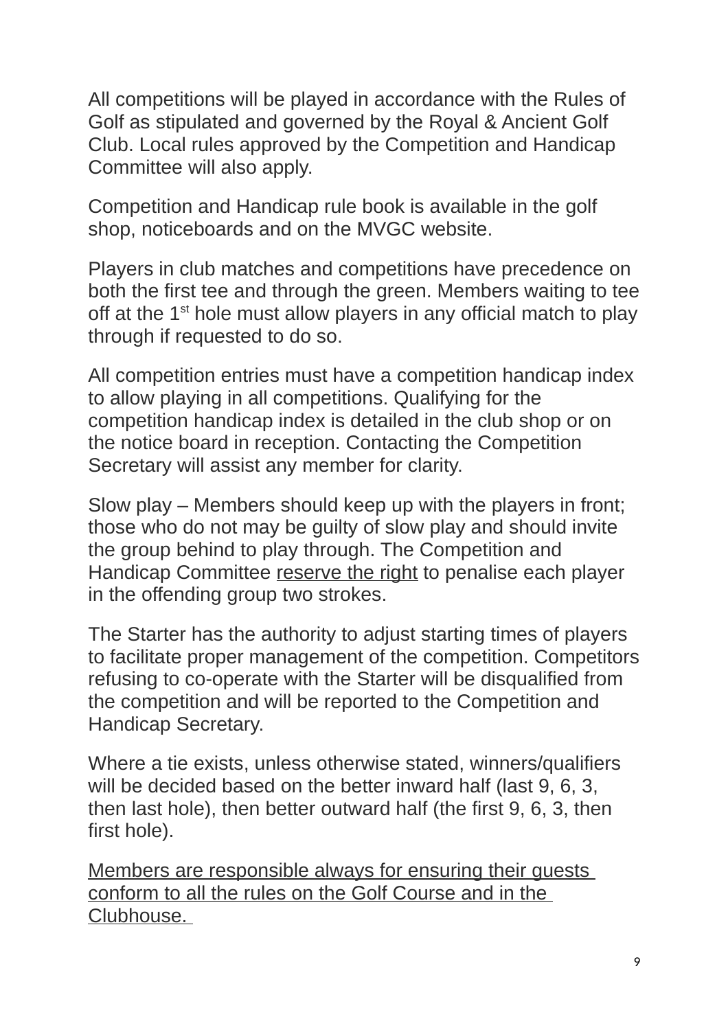All competitions will be played in accordance with the Rules of Golf as stipulated and governed by the Royal & Ancient Golf Club. Local rules approved by the Competition and Handicap Committee will also apply.

Competition and Handicap rule book is available in the golf shop, noticeboards and on the MVGC website.

Players in club matches and competitions have precedence on both the first tee and through the green. Members waiting to tee off at the 1st hole must allow players in any official match to play through if requested to do so.

All competition entries must have a competition handicap index to allow playing in all competitions. Qualifying for the competition handicap index is detailed in the club shop or on the notice board in reception. Contacting the Competition Secretary will assist any member for clarity.

Slow play – Members should keep up with the players in front; those who do not may be guilty of slow play and should invite the group behind to play through. The Competition and Handicap Committee <u>reserve the right</u> to penalise each player in the offending group two strokes.

The Starter has the authority to adjust starting times of players to facilitate proper management of the competition. Competitors refusing to co-operate with the Starter will be disqualified from the competition and will be reported to the Competition and Handicap Secretary.

Where a tie exists, unless otherwise stated, winners/qualifiers will be decided based on the better inward half (last 9, 6, 3, then last hole), then better outward half (the first 9, 6, 3, then first hole).

<u>Members are responsible always for ensuring their guests conform to all the rules on the Golf Course and in the Clubhouse.</u>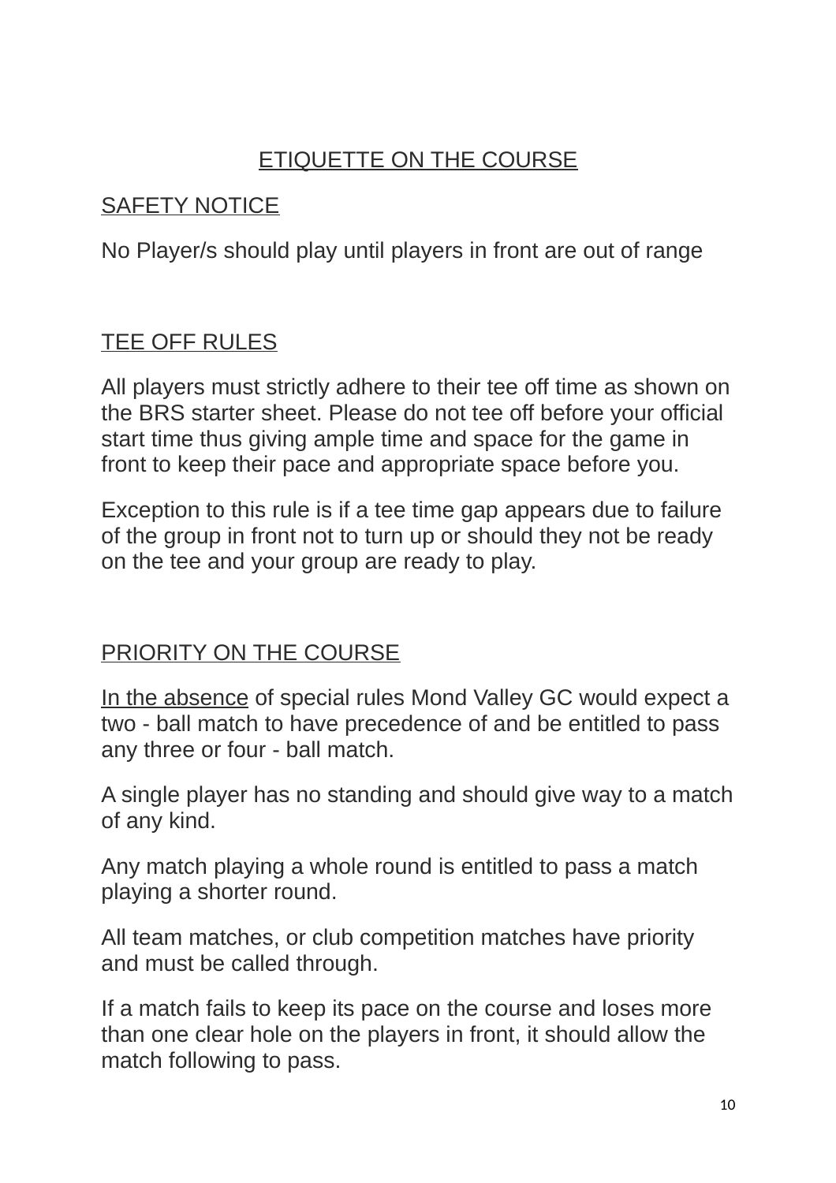# ETIQUETTE ON THE COURSE

## SAFETY NOTICE

No Player/s should play until players in front are out of range

## TEE OFF RULES

All players must strictly adhere to their tee off time as shown on the BRS starter sheet. Please do not tee off before your official start time thus giving ample time and space for the game in front to keep their pace and appropriate space before you.

Exception to this rule is if a tee time gap appears due to failure of the group in front not to turn up or should they not be ready on the tee and your group are ready to play.

## PRIORITY ON THE COURSE

In the absence of special rules Mond Valley GC would expect a two - ball match to have precedence of and be entitled to pass any three or four - ball match.

A single player has no standing and should give way to a match of any kind.

Any match playing a whole round is entitled to pass a match playing a shorter round.

All team matches, or club competition matches have priority and must be called through.

If a match fails to keep its pace on the course and loses more than one clear hole on the players in front, it should allow the match following to pass.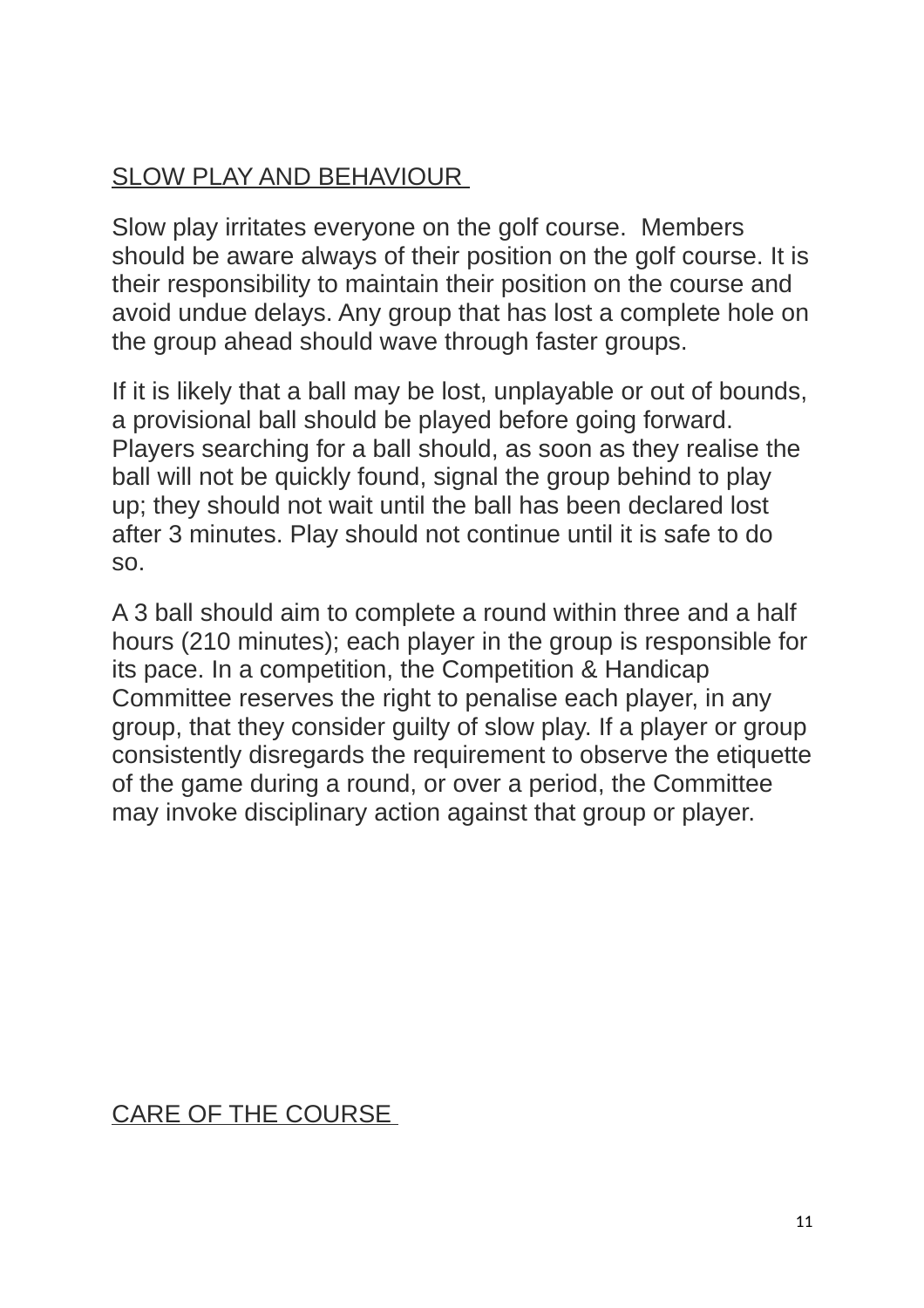## SLOW PLAY AND BEHAVIOUR

Slow play irritates everyone on the golf course. Members should be aware always of their position on the golf course. It is their responsibility to maintain their position on the course and avoid undue delays. Any group that has lost a complete hole on the group ahead should wave through faster groups.

If it is likely that a ball may be lost, unplayable or out of bounds, a provisional ball should be played before going forward. Players searching for a ball should, as soon as they realise the ball will not be quickly found, signal the group behind to play up; they should not wait until the ball has been declared lost after 3 minutes. Play should not continue until it is safe to do so.

A 3 ball should aim to complete a round within three and a half hours (210 minutes); each player in the group is responsible for its pace. In a competition, the Competition & Handicap Committee reserves the right to penalise each player, in any group, that they consider guilty of slow play. If a player or group consistently disregards the requirement to observe the etiquette of the game during a round, or over a period, the Committee may invoke disciplinary action against that group or player.

## CARE OF THE COURSE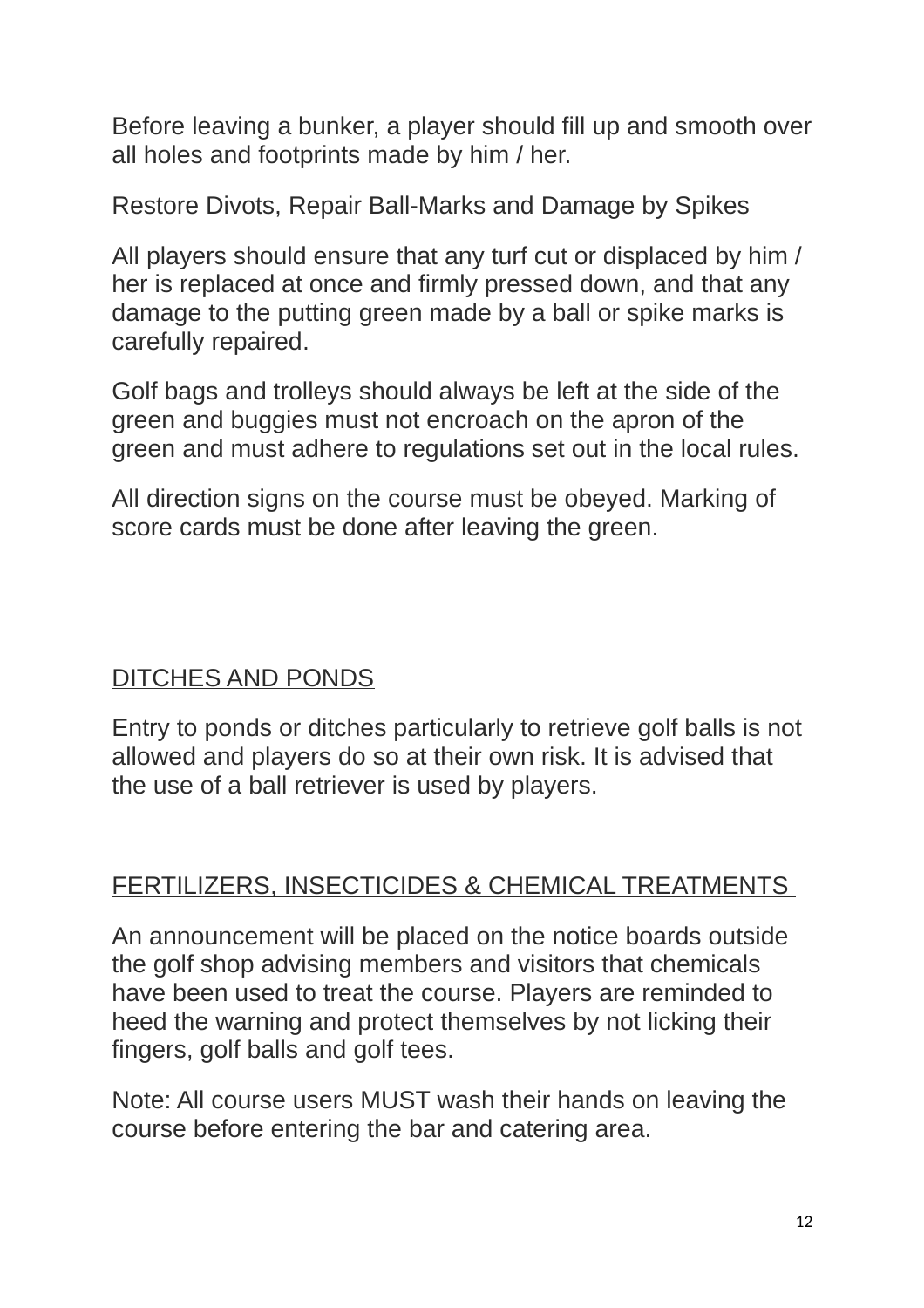Before leaving a bunker, a player should fill up and smooth over all holes and footprints made by him / her.

Restore Divots, Repair Ball-Marks and Damage by Spikes

All players should ensure that any turf cut or displaced by him / her is replaced at once and firmly pressed down, and that any damage to the putting green made by a ball or spike marks is carefully repaired.

Golf bags and trolleys should always be left at the side of the green and buggies must not encroach on the apron of the green and must adhere to regulations set out in the local rules.

All direction signs on the course must be obeyed. Marking of score cards must be done after leaving the green.

## DITCHES AND PONDS

Entry to ponds or ditches particularly to retrieve golf balls is not allowed and players do so at their own risk. It is advised that the use of a ball retriever is used by players.

## FERTILIZERS, INSECTICIDES & CHEMICAL TREATMENTS

An announcement will be placed on the notice boards outside the golf shop advising members and visitors that chemicals have been used to treat the course. Players are reminded to heed the warning and protect themselves by not licking their fingers, golf balls and golf tees.

Note: All course users MUST wash their hands on leaving the course before entering the bar and catering area.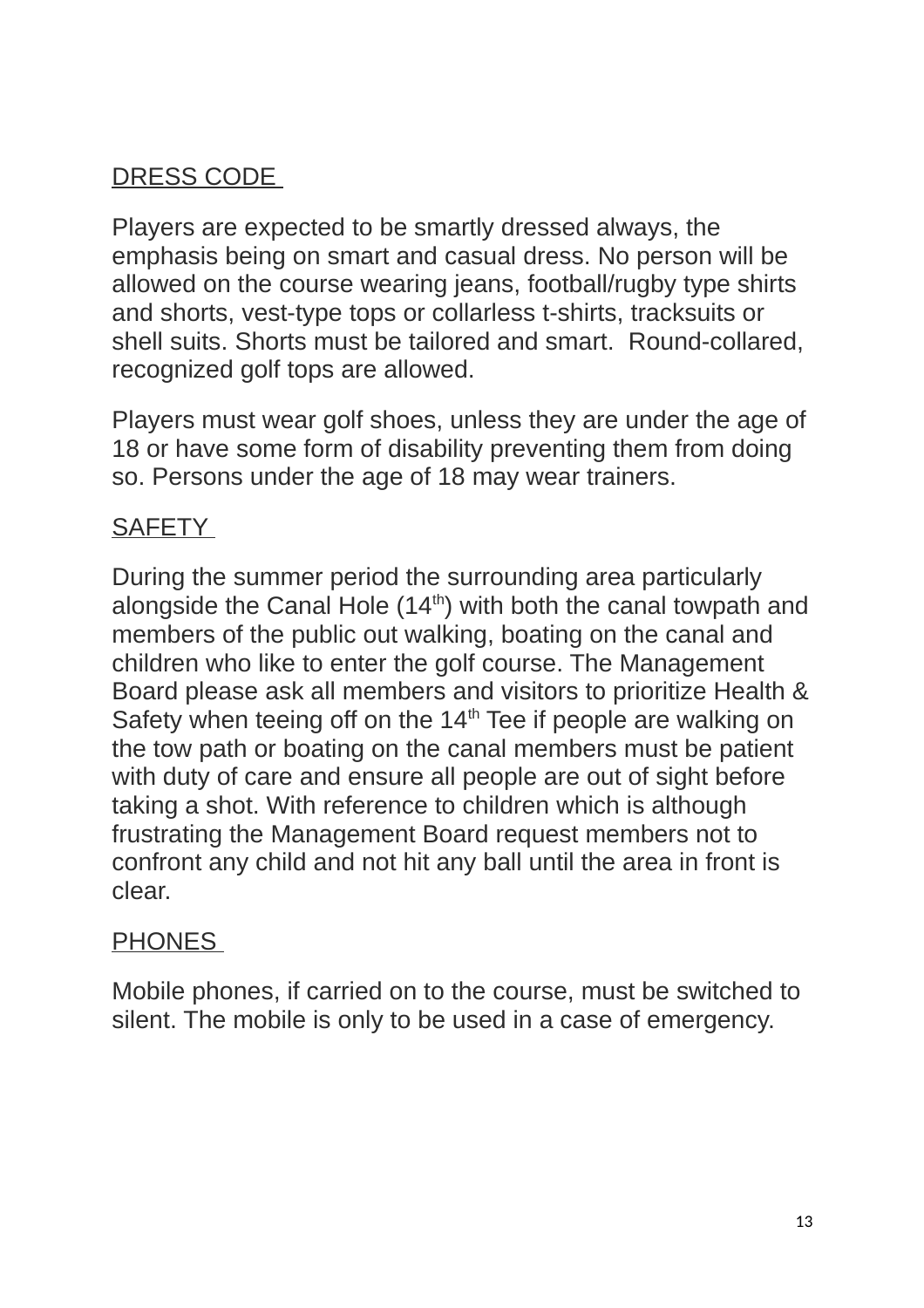## DRESS CODE

Players are expected to be smartly dressed always, the emphasis being on smart and casual dress. No person will be allowed on the course wearing jeans, football/rugby type shirts and shorts, vest-type tops or collarless t-shirts, tracksuits or shell suits. Shorts must be tailored and smart. Round-collared, recognized golf tops are allowed.

Players must wear golf shoes, unless they are under the age of 18 or have some form of disability preventing them from doing so. Persons under the age of 18 may wear trainers.

## SAFETY

During the summer period the surrounding area particularly alongside the Canal Hole (14th) with both the canal towpath and members of the public out walking, boating on the canal and children who like to enter the golf course. The Management Board please ask all members and visitors to prioritize Health & Safety when teeing off on the 14th Tee if people are walking on the tow path or boating on the canal members must be patient with duty of care and ensure all people are out of sight before taking a shot. With reference to children which is although frustrating the Management Board request members not to confront any child and not hit any ball until the area in front is clear.

## PHONES

Mobile phones, if carried on to the course, must be switched to silent. The mobile is only to be used in a case of emergency.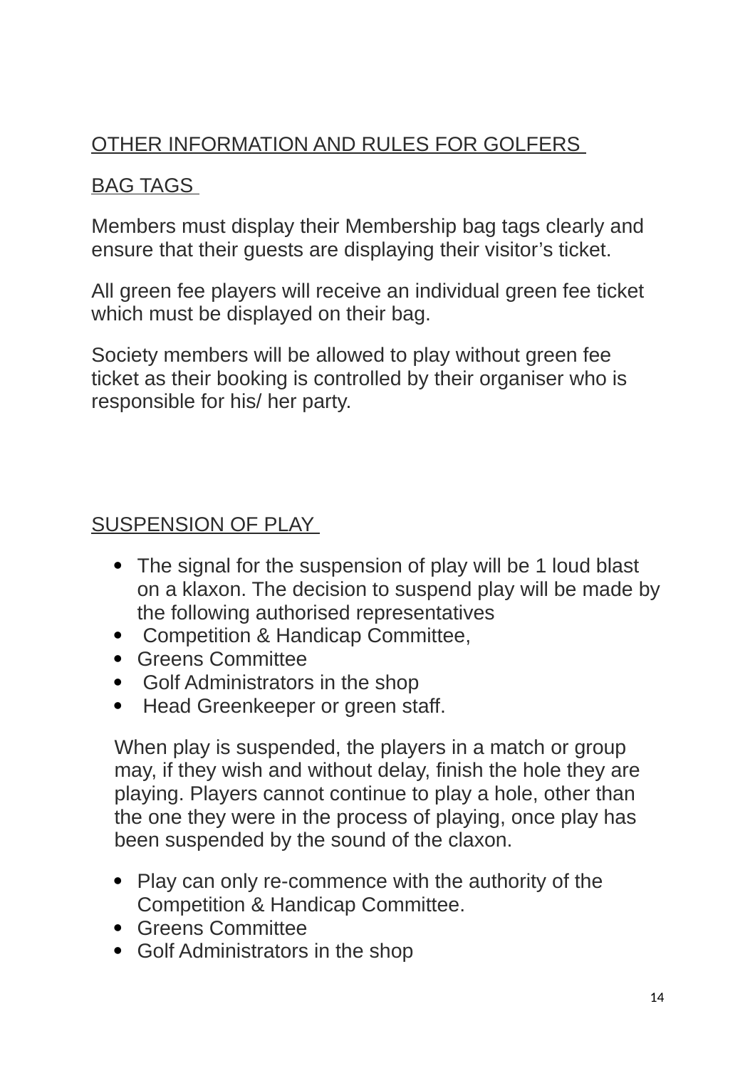## OTHER INFORMATION AND RULES FOR GOLFERS

### BAG TAGS

Members must display their Membership bag tags clearly and ensure that their guests are displaying their visitor's ticket.

All green fee players will receive an individual green fee ticket which must be displayed on their bag.

Society members will be allowed to play without green fee ticket as their booking is controlled by their organiser who is responsible for his/ her party.

### SUSPENSION OF PLAY

- The signal for the suspension of play will be 1 loud blast on a klaxon. The decision to suspend play will be made by the following authorised representatives
- Competition & Handicap Committee,
- Greens Committee
- Golf Administrators in the shop
- Head Greenkeeper or green staff.

When play is suspended, the players in a match or group may, if they wish and without delay, finish the hole they are playing. Players cannot continue to play a hole, other than the one they were in the process of playing, once play has been suspended by the sound of the claxon.

- Play can only re-commence with the authority of the Competition & Handicap Committee.
- Greens Committee
- Golf Administrators in the shop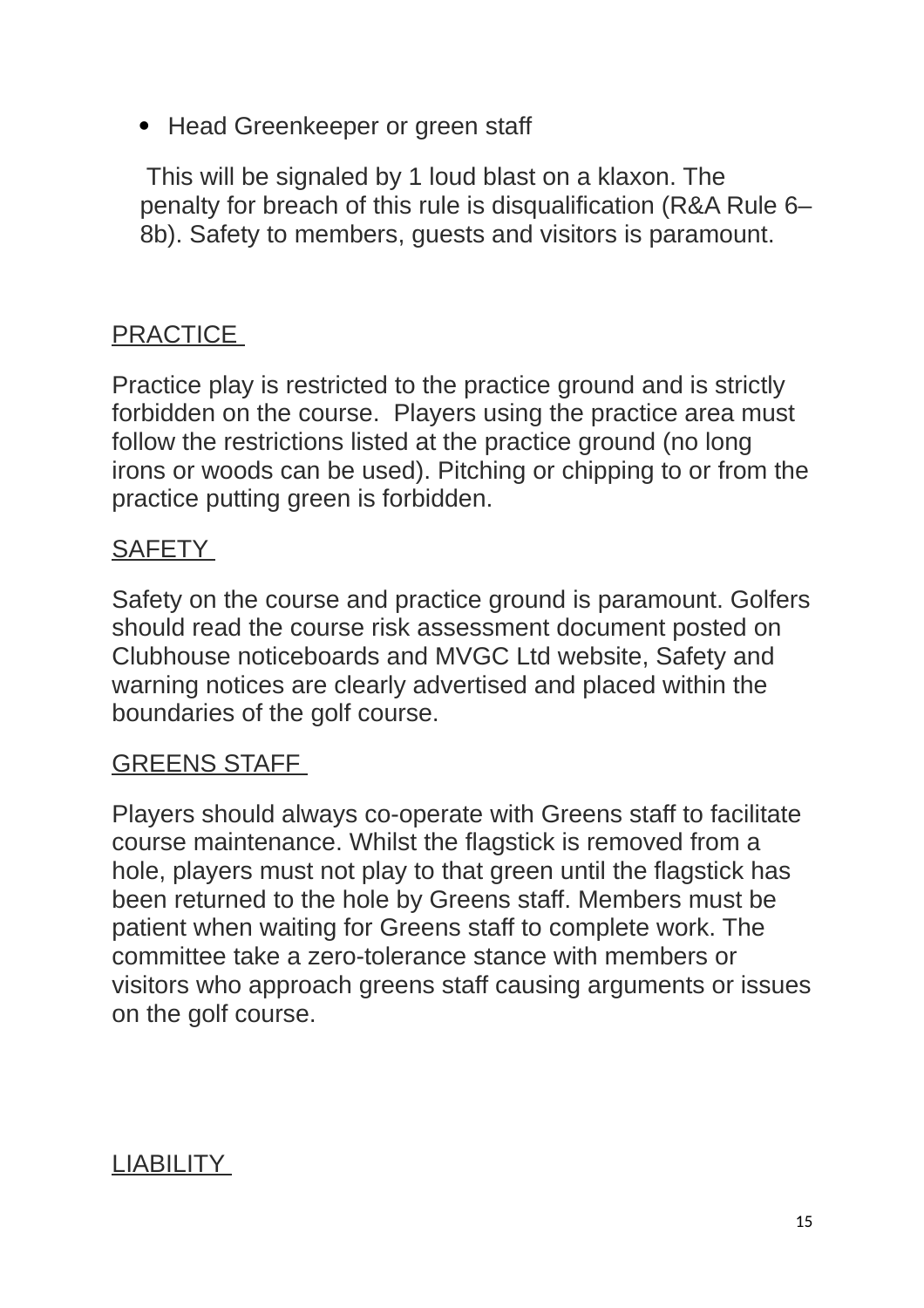- Head Greenkeeper or green staff

This will be signaled by 1 loud blast on a klaxon. The penalty for breach of this rule is disqualification (R&A Rule 6–8b). Safety to members, guests and visitors is paramount.

## PRACTICE

Practice play is restricted to the practice ground and is strictly forbidden on the course. Players using the practice area must follow the restrictions listed at the practice ground (no long irons or woods can be used). Pitching or chipping to or from the practice putting green is forbidden.

## SAFETY

Safety on the course and practice ground is paramount. Golfers should read the course risk assessment document posted on Clubhouse noticeboards and MVGC Ltd website, Safety and warning notices are clearly advertised and placed within the boundaries of the golf course.

## GREENS STAFF

Players should always co-operate with Greens staff to facilitate course maintenance. Whilst the flagstick is removed from a hole, players must not play to that green until the flagstick has been returned to the hole by Greens staff. Members must be patient when waiting for Greens staff to complete work. The committee take a zero-tolerance stance with members or visitors who approach greens staff causing arguments or issues on the golf course.

## LIABILITY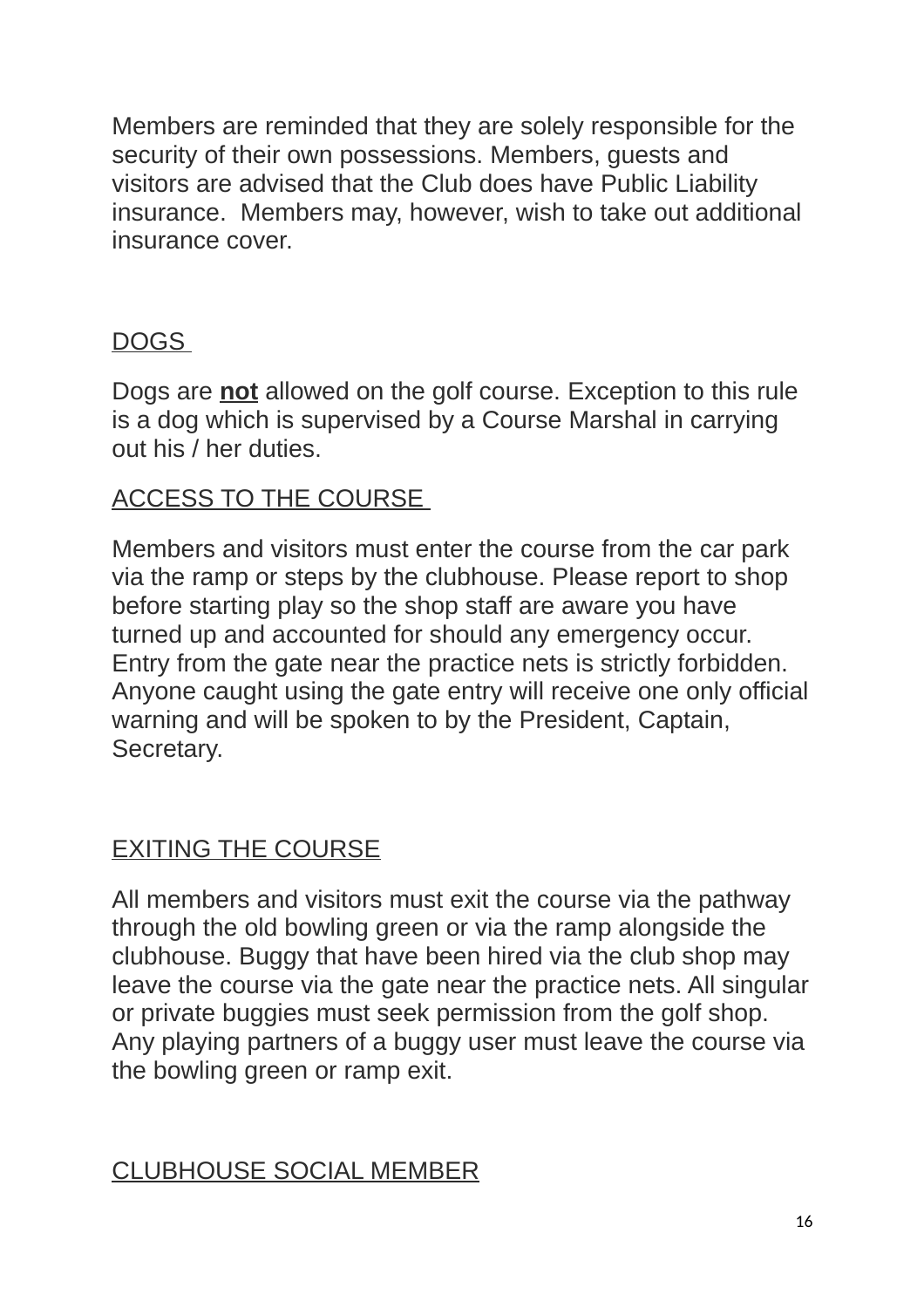Members are reminded that they are solely responsible for the security of their own possessions. Members, guests and visitors are advised that the Club does have Public Liability insurance. Members may, however, wish to take out additional insurance cover.

## DOGS

Dogs are **not** allowed on the golf course. Exception to this rule is a dog which is supervised by a Course Marshal in carrying out his / her duties.

## ACCESS TO THE COURSE

Members and visitors must enter the course from the car park via the ramp or steps by the clubhouse. Please report to shop before starting play so the shop staff are aware you have turned up and accounted for should any emergency occur. Entry from the gate near the practice nets is strictly forbidden. Anyone caught using the gate entry will receive one only official warning and will be spoken to by the President, Captain, Secretary.

## EXITING THE COURSE

All members and visitors must exit the course via the pathway through the old bowling green or via the ramp alongside the clubhouse. Buggy that have been hired via the club shop may leave the course via the gate near the practice nets. All singular or private buggies must seek permission from the golf shop. Any playing partners of a buggy user must leave the course via the bowling green or ramp exit.

## CLUBHOUSE SOCIAL MEMBER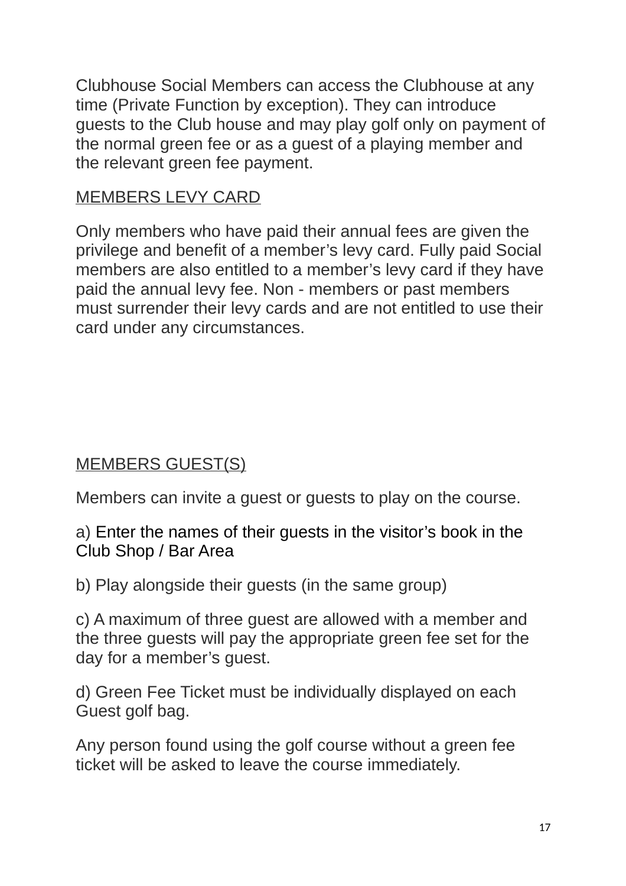Clubhouse Social Members can access the Clubhouse at any time (Private Function by exception). They can introduce guests to the Club house and may play golf only on payment of the normal green fee or as a guest of a playing member and the relevant green fee payment.

## MEMBERS LEVY CARD

Only members who have paid their annual fees are given the privilege and benefit of a member's levy card. Fully paid Social members are also entitled to a member's levy card if they have paid the annual levy fee. Non - members or past members must surrender their levy cards and are not entitled to use their card under any circumstances.

## MEMBERS GUEST(S)

Members can invite a guest or guests to play on the course.

a) Enter the names of their guests in the visitor's book in the Club Shop / Bar Area

b) Play alongside their guests (in the same group)

c) A maximum of three guest are allowed with a member and the three guests will pay the appropriate green fee set for the day for a member's guest.

d) Green Fee Ticket must be individually displayed on each Guest golf bag.

Any person found using the golf course without a green fee ticket will be asked to leave the course immediately.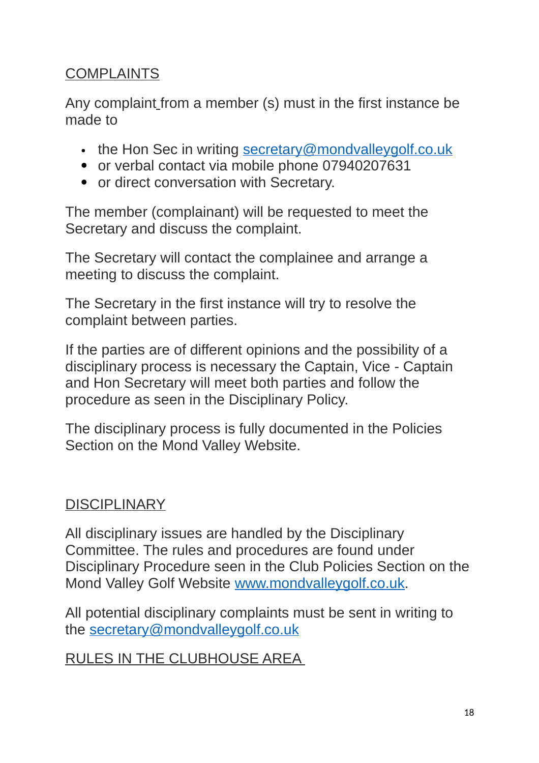## COMPLAINTS

Any complaint from a member (s) must in the first instance be made to

- the Hon Sec in writing secretary@mondvalleygolf.co.uk
- or verbal contact via mobile phone 07940207631
- or direct conversation with Secretary.

The member (complainant) will be requested to meet the Secretary and discuss the complaint.

The Secretary will contact the complainee and arrange a meeting to discuss the complaint.

The Secretary in the first instance will try to resolve the complaint between parties.

If the parties are of different opinions and the possibility of a disciplinary process is necessary the Captain, Vice - Captain and Hon Secretary will meet both parties and follow the procedure as seen in the Disciplinary Policy.

The disciplinary process is fully documented in the Policies Section on the Mond Valley Website.

## DISCIPLINARY

All disciplinary issues are handled by the Disciplinary Committee. The rules and procedures are found under Disciplinary Procedure seen in the Club Policies Section on the Mond Valley Golf Website www.mondvalleygolf.co.uk.

All potential disciplinary complaints must be sent in writing to the secretary@mondvalleygolf.co.uk

## RULES IN THE CLUBHOUSE AREA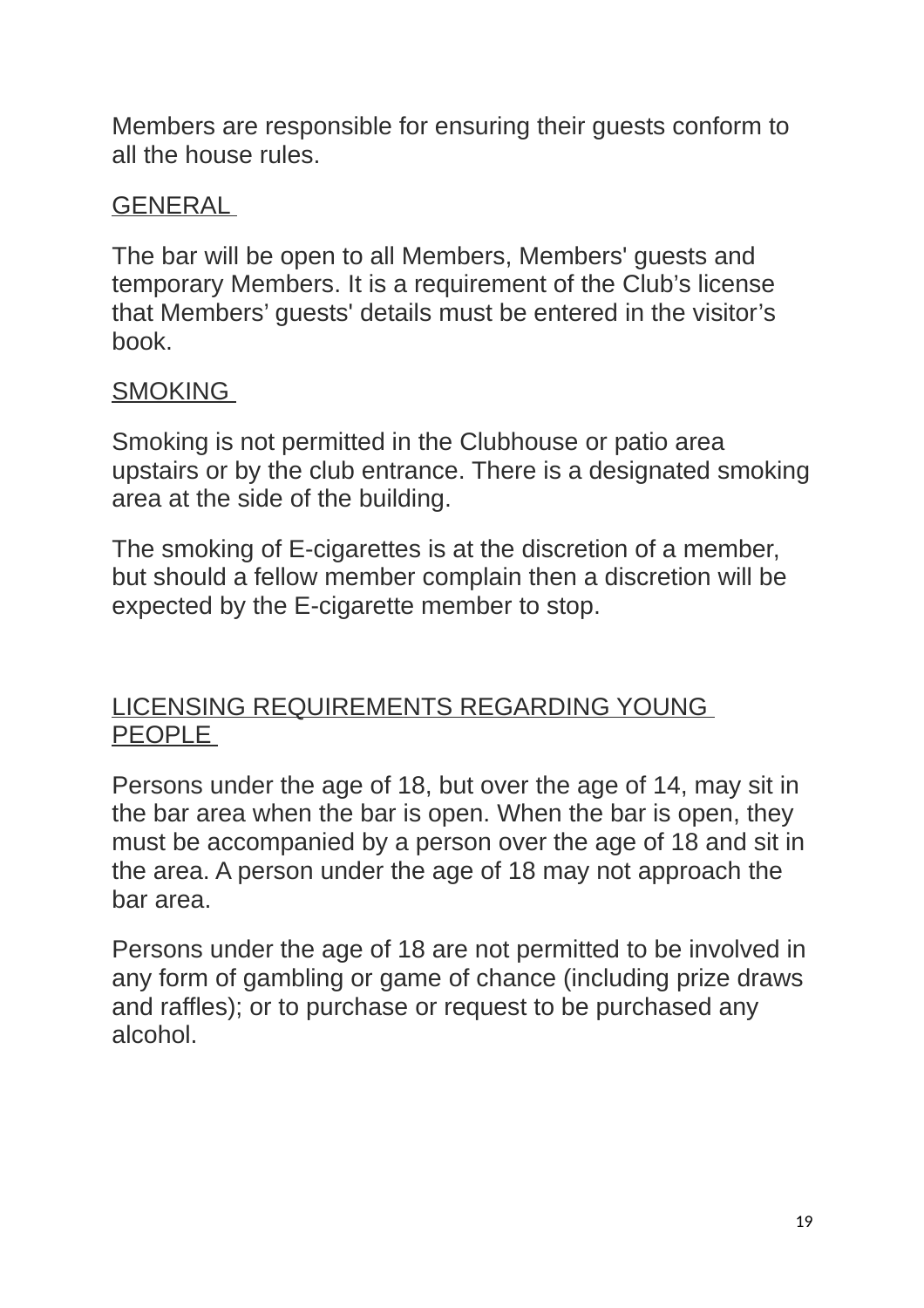Members are responsible for ensuring their guests conform to all the house rules.

## GENERAL

The bar will be open to all Members, Members' guests and temporary Members. It is a requirement of the Club's license that Members' guests' details must be entered in the visitor's book.

## SMOKING

Smoking is not permitted in the Clubhouse or patio area upstairs or by the club entrance. There is a designated smoking area at the side of the building.

The smoking of E-cigarettes is at the discretion of a member, but should a fellow member complain then a discretion will be expected by the E-cigarette member to stop.

## LICENSING REQUIREMENTS REGARDING YOUNG PEOPLE

Persons under the age of 18, but over the age of 14, may sit in the bar area when the bar is open. When the bar is open, they must be accompanied by a person over the age of 18 and sit in the area. A person under the age of 18 may not approach the bar area.

Persons under the age of 18 are not permitted to be involved in any form of gambling or game of chance (including prize draws and raffles); or to purchase or request to be purchased any alcohol.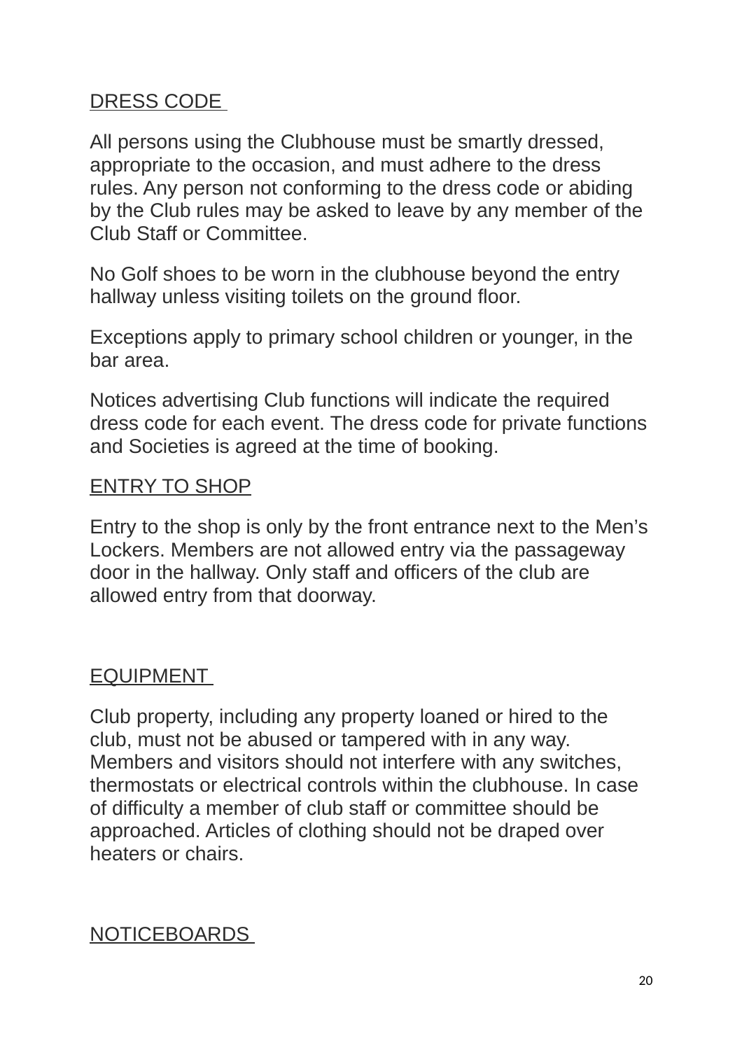DRESS CODE

All persons using the Clubhouse must be smartly dressed, appropriate to the occasion, and must adhere to the dress rules. Any person not conforming to the dress code or abiding by the Club rules may be asked to leave by any member of the Club Staff or Committee.

No Golf shoes to be worn in the clubhouse beyond the entry hallway unless visiting toilets on the ground floor.

Exceptions apply to primary school children or younger, in the bar area.

Notices advertising Club functions will indicate the required dress code for each event. The dress code for private functions and Societies is agreed at the time of booking.

ENTRY TO SHOP

Entry to the shop is only by the front entrance next to the Men's Lockers. Members are not allowed entry via the passageway door in the hallway. Only staff and officers of the club are allowed entry from that doorway.

EQUIPMENT

Club property, including any property loaned or hired to the club, must not be abused or tampered with in any way. Members and visitors should not interfere with any switches, thermostats or electrical controls within the clubhouse. In case of difficulty a member of club staff or committee should be approached. Articles of clothing should not be draped over heaters or chairs.

NOTICEBOARDS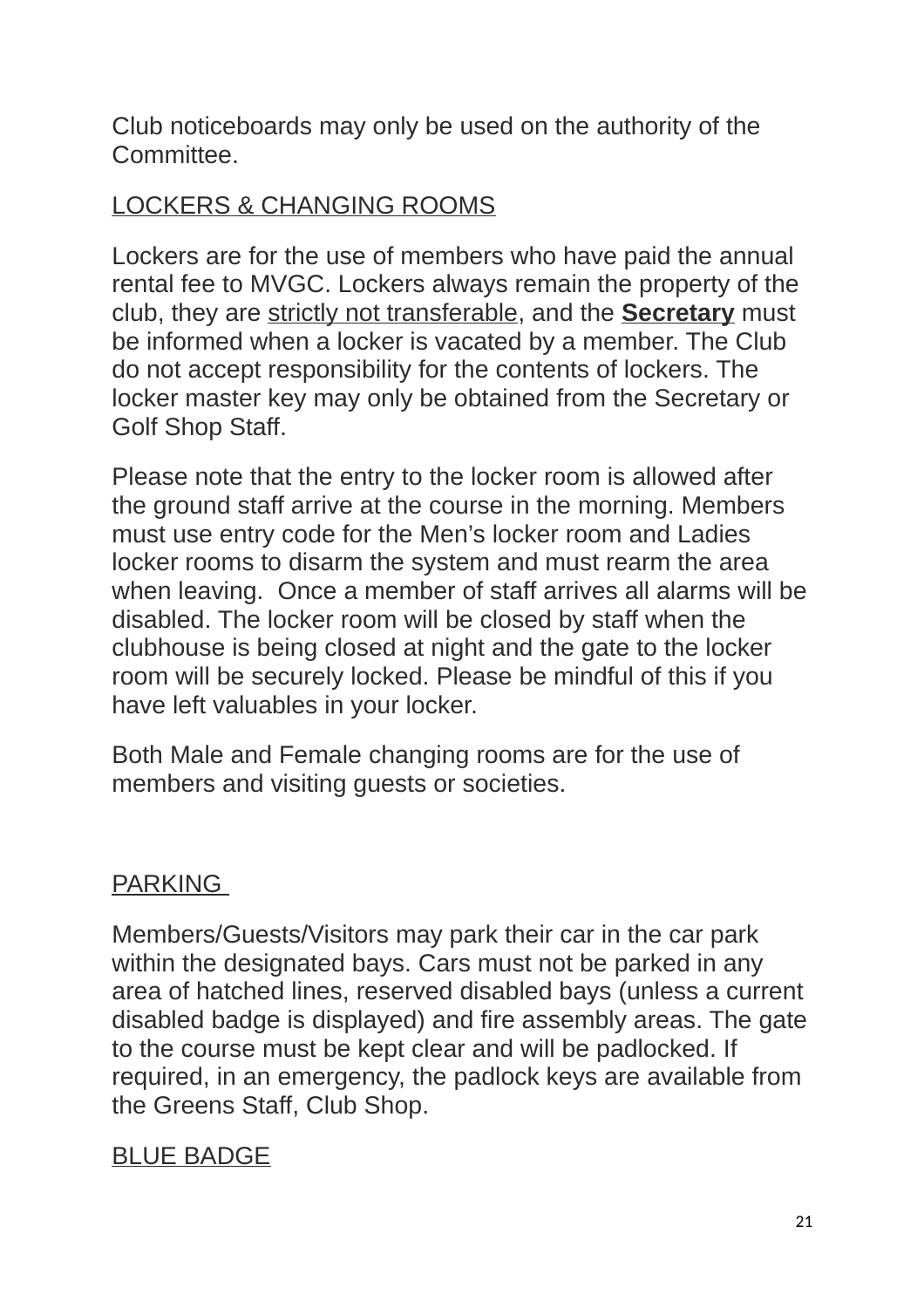Club noticeboards may only be used on the authority of the Committee.

LOCKERS & CHANGING ROOMS

Lockers are for the use of members who have paid the annual rental fee to MVGC. Lockers always remain the property of the club, they are strictly not transferable, and the **Secretary** must be informed when a locker is vacated by a member. The Club do not accept responsibility for the contents of lockers. The locker master key may only be obtained from the Secretary or Golf Shop Staff.

Please note that the entry to the locker room is allowed after the ground staff arrive at the course in the morning. Members must use entry code for the Men's locker room and Ladies locker rooms to disarm the system and must rearm the area when leaving. Once a member of staff arrives all alarms will be disabled. The locker room will be closed by staff when the clubhouse is being closed at night and the gate to the locker room will be securely locked. Please be mindful of this if you have left valuables in your locker.

Both Male and Female changing rooms are for the use of members and visiting guests or societies.

PARKING

Members/Guests/Visitors may park their car in the car park within the designated bays. Cars must not be parked in any area of hatched lines, reserved disabled bays (unless a current disabled badge is displayed) and fire assembly areas. The gate to the course must be kept clear and will be padlocked. If required, in an emergency, the padlock keys are available from the Greens Staff, Club Shop.

BLUE BADGE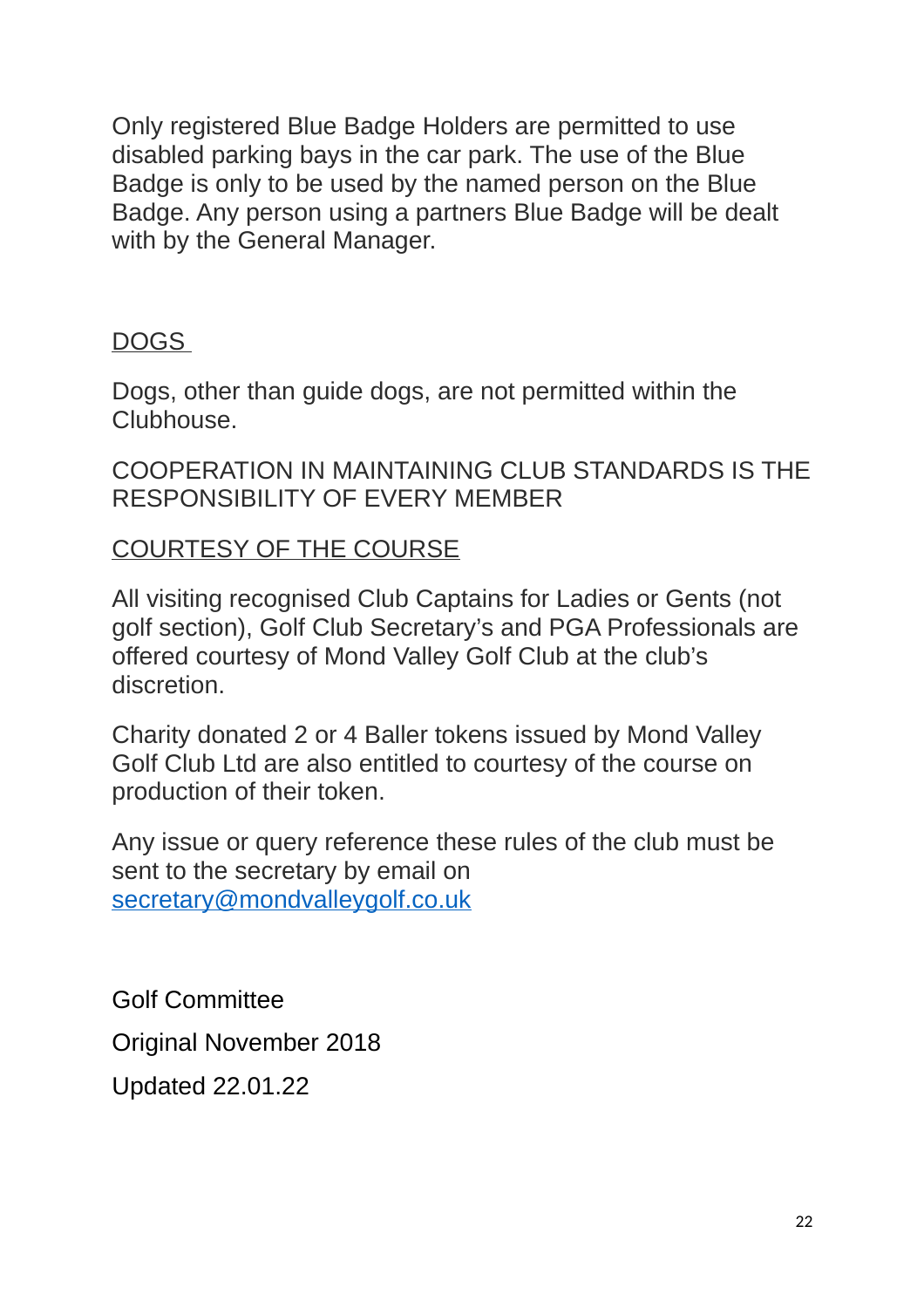Only registered Blue Badge Holders are permitted to use disabled parking bays in the car park. The use of the Blue Badge is only to be used by the named person on the Blue Badge. Any person using a partners Blue Badge will be dealt with by the General Manager.

## DOGS

Dogs, other than guide dogs, are not permitted within the Clubhouse.

COOPERATION IN MAINTAINING CLUB STANDARDS IS THE RESPONSIBILITY OF EVERY MEMBER

## COURTESY OF THE COURSE

All visiting recognised Club Captains for Ladies or Gents (not golf section), Golf Club Secretary's and PGA Professionals are offered courtesy of Mond Valley Golf Club at the club's discretion.

Charity donated 2 or 4 Baller tokens issued by Mond Valley Golf Club Ltd are also entitled to courtesy of the course on production of their token.

Any issue or query reference these rules of the club must be sent to the secretary by email on [secretary@mondvalleygolf.co.uk](mailto:secretary@mondvalleygolf.co.uk)

Golf Committee

Original November 2018

Updated 22.01.22